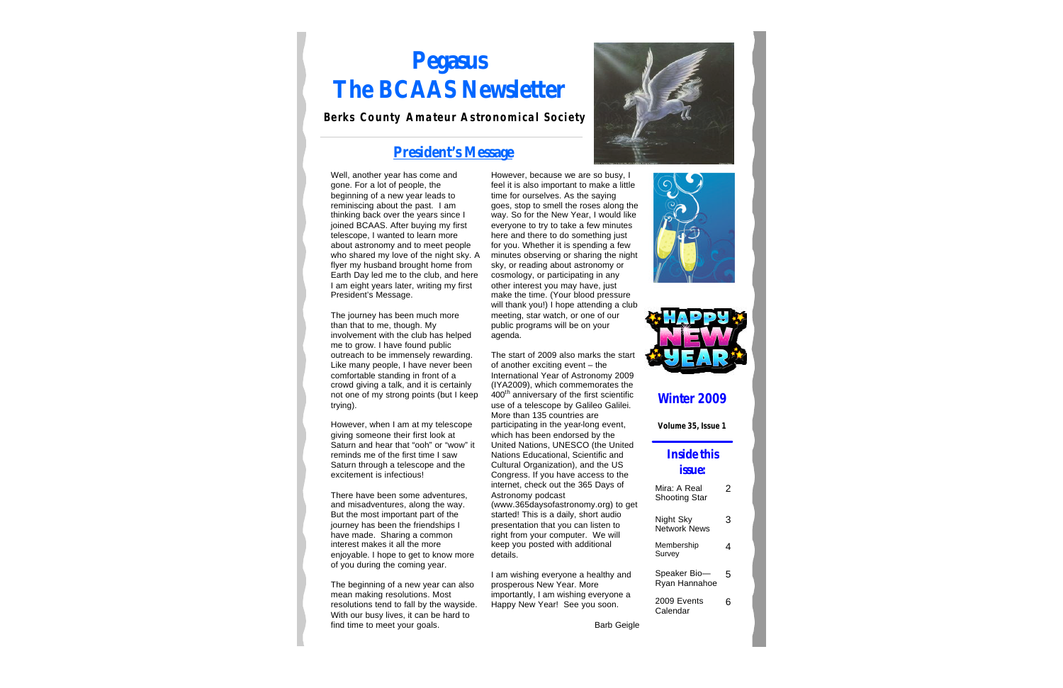# Pegasus
# The BCAAS Newsletter

**Berks County Amateur Astronomical Society**

## President's Message

Well, another year has come and gone. For a lot of people, the beginning of a new year leads to reminiscing about the past. I am thinking back over the years since I joined BCAAS. After buying my first telescope, I wanted to learn more about astronomy and to meet people who shared my love of the night sky. A flyer my husband brought home from Earth Day led me to the club, and here I am eight years later, writing my first President's Message.

The journey has been much more than that to me, though. My involvement with the club has helped me to grow. I have found public outreach to be immensely rewarding. Like many people, I have never been comfortable standing in front of a crowd giving a talk, and it is certainly not one of my strong points (but I keep trying).

However, when I am at my telescope giving someone their first look at Saturn and hear that "ooh" or "wow" it reminds me of the first time I saw Saturn through a telescope and the excitement is infectious!

There have been some adventures, and misadventures, along the way. But the most important part of the journey has been the friendships I have made. Sharing a common interest makes it all the more enjoyable. I hope to get to know more of you during the coming year.

The beginning of a new year can also mean making resolutions. Most resolutions tend to fall by the wayside. With our busy lives, it can be hard to find time to meet your goals.

However, because we are so busy, I feel it is also important to make a little time for ourselves. As the saying goes, stop to smell the roses along the way. So for the New Year, I would like everyone to try to take a few minutes here and there to do something just for you. Whether it is spending a few minutes observing or sharing the night sky, or reading about astronomy or cosmology, or participating in any other interest you may have, just make the time. (Your blood pressure will thank you!) I hope attending a club meeting, star watch, or one of our public programs will be on your agenda.

The start of 2009 also marks the start of another exciting event – the International Year of Astronomy 2009 (IYA2009), which commemorates the 400th anniversary of the first scientific use of a telescope by Galileo Galilei. More than 135 countries are participating in the year-long event, which has been endorsed by the United Nations, UNESCO (the United Nations Educational, Scientific and Cultural Organization), and the US Congress. If you have access to the internet, check out the 365 Days of Astronomy podcast (www.365daysofastronomy.org) to get started! This is a daily, short audio presentation that you can listen to right from your computer. We will keep you posted with additional details.

I am wishing everyone a healthy and prosperous New Year. More importantly, I am wishing everyone a Happy New Year! See you soon.

Barb Geigle

## Winter 2009

**Volume 35, Issue 1**

### Inside this issue:

| | |
|---|---|
| Mira: A Real Shooting Star | 2 |
| Night Sky Network News | 3 |
| Membership Survey | 4 |
| Speaker Bio—Ryan Hannahoe | 5 |
| 2009 Events Calendar | 6 |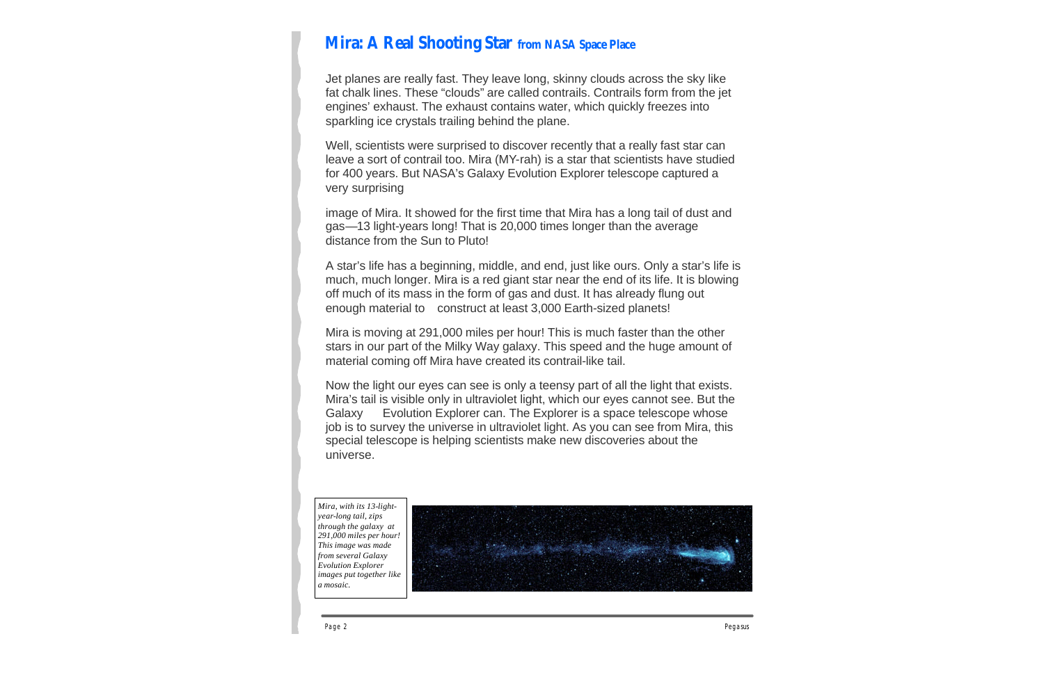# Mira: A Real Shooting Star from NASA Space Place

Jet planes are really fast. They leave long, skinny clouds across the sky like fat chalk lines. These "clouds" are called contrails. Contrails form from the jet engines' exhaust. The exhaust contains water, which quickly freezes into sparkling ice crystals trailing behind the plane.

Well, scientists were surprised to discover recently that a really fast star can leave a sort of contrail too. Mira (MY-rah) is a star that scientists have studied for 400 years. But NASA's Galaxy Evolution Explorer telescope captured a very surprising

image of Mira. It showed for the first time that Mira has a long tail of dust and gas—13 light-years long! That is 20,000 times longer than the average distance from the Sun to Pluto!

A star's life has a beginning, middle, and end, just like ours. Only a star's life is much, much longer. Mira is a red giant star near the end of its life. It is blowing off much of its mass in the form of gas and dust. It has already flung out enough material to construct at least 3,000 Earth-sized planets!

Mira is moving at 291,000 miles per hour! This is much faster than the other stars in our part of the Milky Way galaxy. This speed and the huge amount of material coming off Mira have created its contrail-like tail.

Now the light our eyes can see is only a teensy part of all the light that exists. Mira's tail is visible only in ultraviolet light, which our eyes cannot see. But the Galaxy Evolution Explorer can. The Explorer is a space telescope whose job is to survey the universe in ultraviolet light. As you can see from Mira, this special telescope is helping scientists make new discoveries about the universe.

*Mira, with its 13-light-year-long tail, zips through the galaxy at 291,000 miles per hour! This image was made from several Galaxy Evolution Explorer images put together like a mosaic.*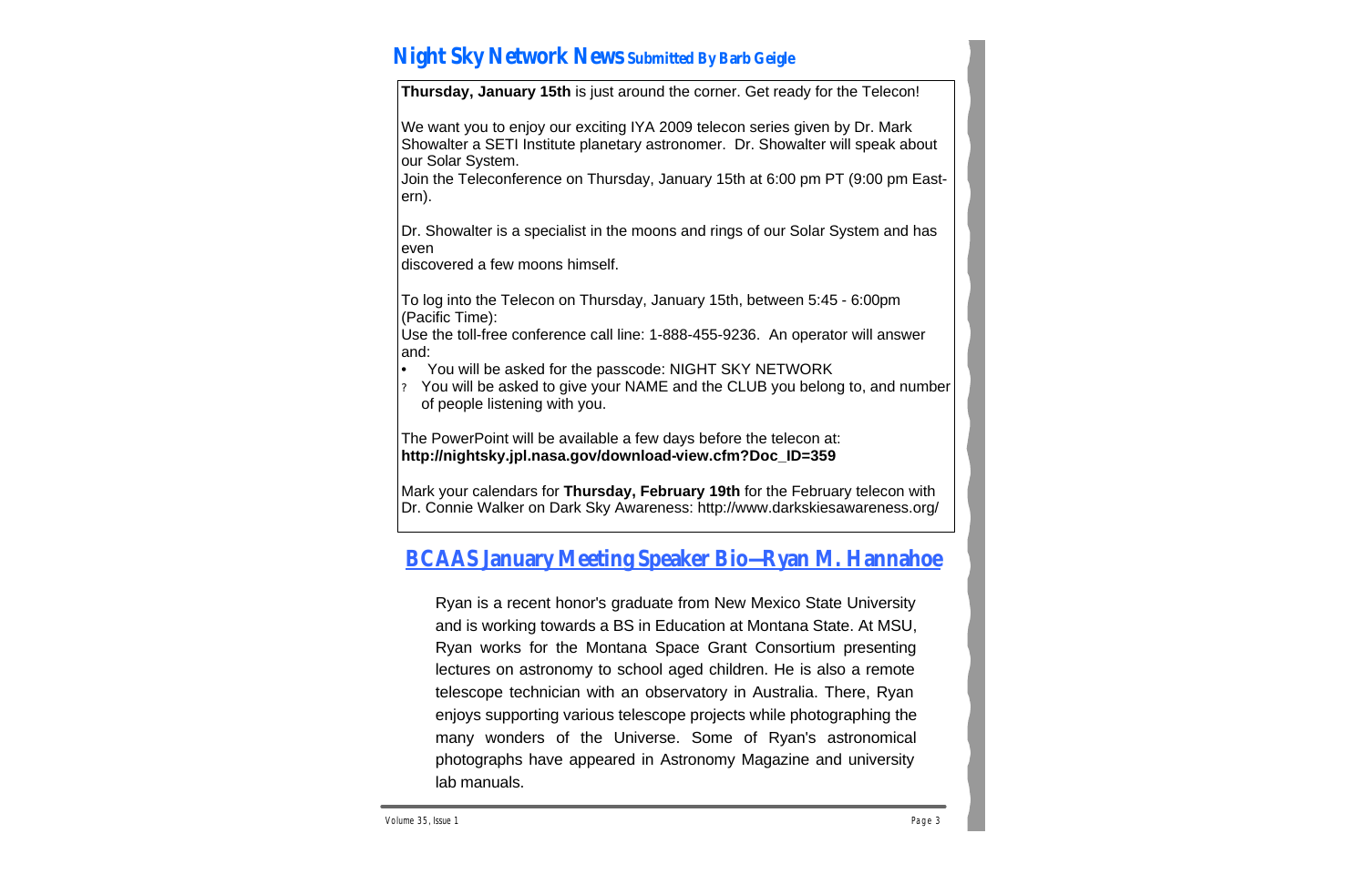## Night Sky Network News Submitted By Barb Geigle

**Thursday, January 15th** is just around the corner. Get ready for the Telecon!

We want you to enjoy our exciting IYA 2009 telecon series given by Dr. Mark Showalter a SETI Institute planetary astronomer. Dr. Showalter will speak about our Solar System.
Join the Teleconference on Thursday, January 15th at 6:00 pm PT (9:00 pm Eastern).

Dr. Showalter is a specialist in the moons and rings of our Solar System and has even
discovered a few moons himself.

To log into the Telecon on Thursday, January 15th, between 5:45 - 6:00pm (Pacific Time):
Use the toll-free conference call line: 1-888-455-9236. An operator will answer and:

- You will be asked for the passcode: NIGHT SKY NETWORK
- You will be asked to give your NAME and the CLUB you belong to, and number of people listening with you.

The PowerPoint will be available a few days before the telecon at:
**http://nightsky.jpl.nasa.gov/download-view.cfm?Doc_ID=359**

Mark your calendars for **Thursday, February 19th** for the February telecon with Dr. Connie Walker on Dark Sky Awareness: http://www.darkskiesawareness.org/

## BCAAS January Meeting Speaker Bio—Ryan M. Hannahoe

Ryan is a recent honor's graduate from New Mexico State University and is working towards a BS in Education at Montana State. At MSU, Ryan works for the Montana Space Grant Consortium presenting lectures on astronomy to school aged children. He is also a remote telescope technician with an observatory in Australia. There, Ryan enjoys supporting various telescope projects while photographing the many wonders of the Universe. Some of Ryan's astronomical photographs have appeared in Astronomy Magazine and university lab manuals.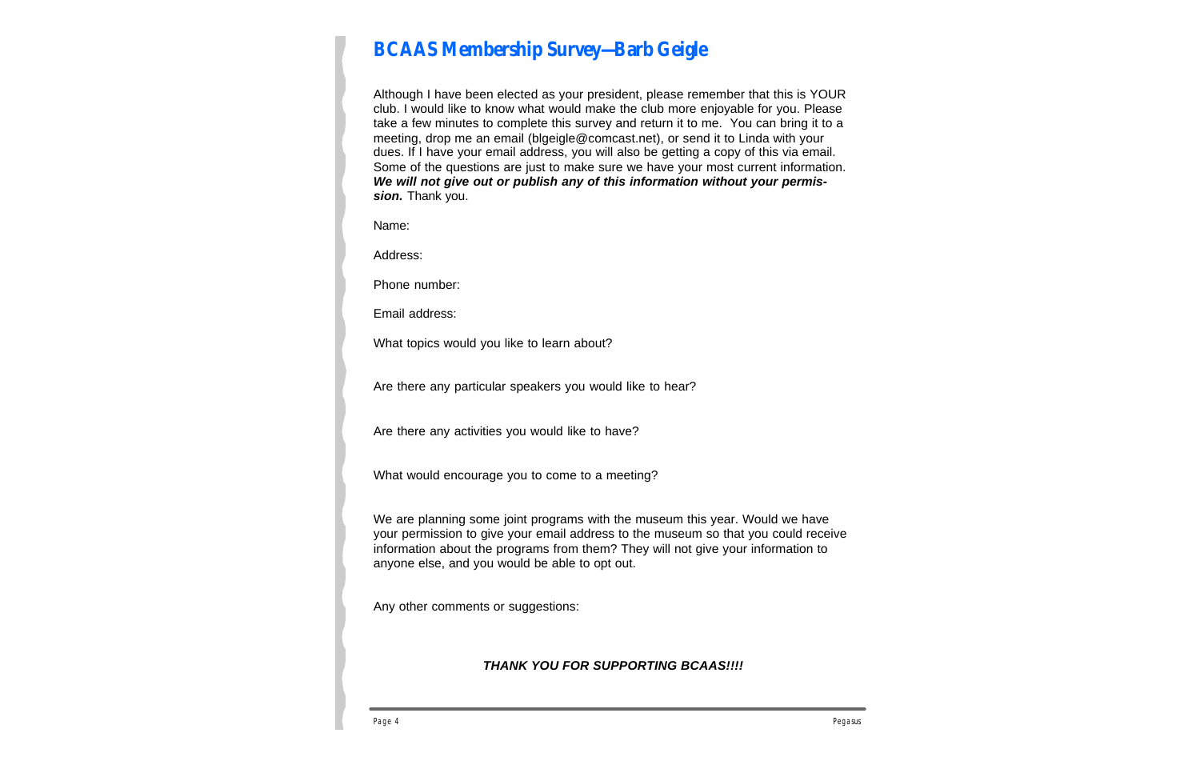## BCAAS Membership Survey—Barb Geigle

Although I have been elected as your president, please remember that this is YOUR club. I would like to know what would make the club more enjoyable for you. Please take a few minutes to complete this survey and return it to me. You can bring it to a meeting, drop me an email (blgeigle@comcast.net), or send it to Linda with your dues. If I have your email address, you will also be getting a copy of this via email. Some of the questions are just to make sure we have your most current information. ***We will not give out or publish any of this information without your permission.*** Thank you.

Name:

Address:

Phone number:

Email address:

What topics would you like to learn about?

Are there any particular speakers you would like to hear?

Are there any activities you would like to have?

What would encourage you to come to a meeting?

We are planning some joint programs with the museum this year. Would we have your permission to give your email address to the museum so that you could receive information about the programs from them? They will not give your information to anyone else, and you would be able to opt out.

Any other comments or suggestions:

***THANK YOU FOR SUPPORTING BCAAS!!!!***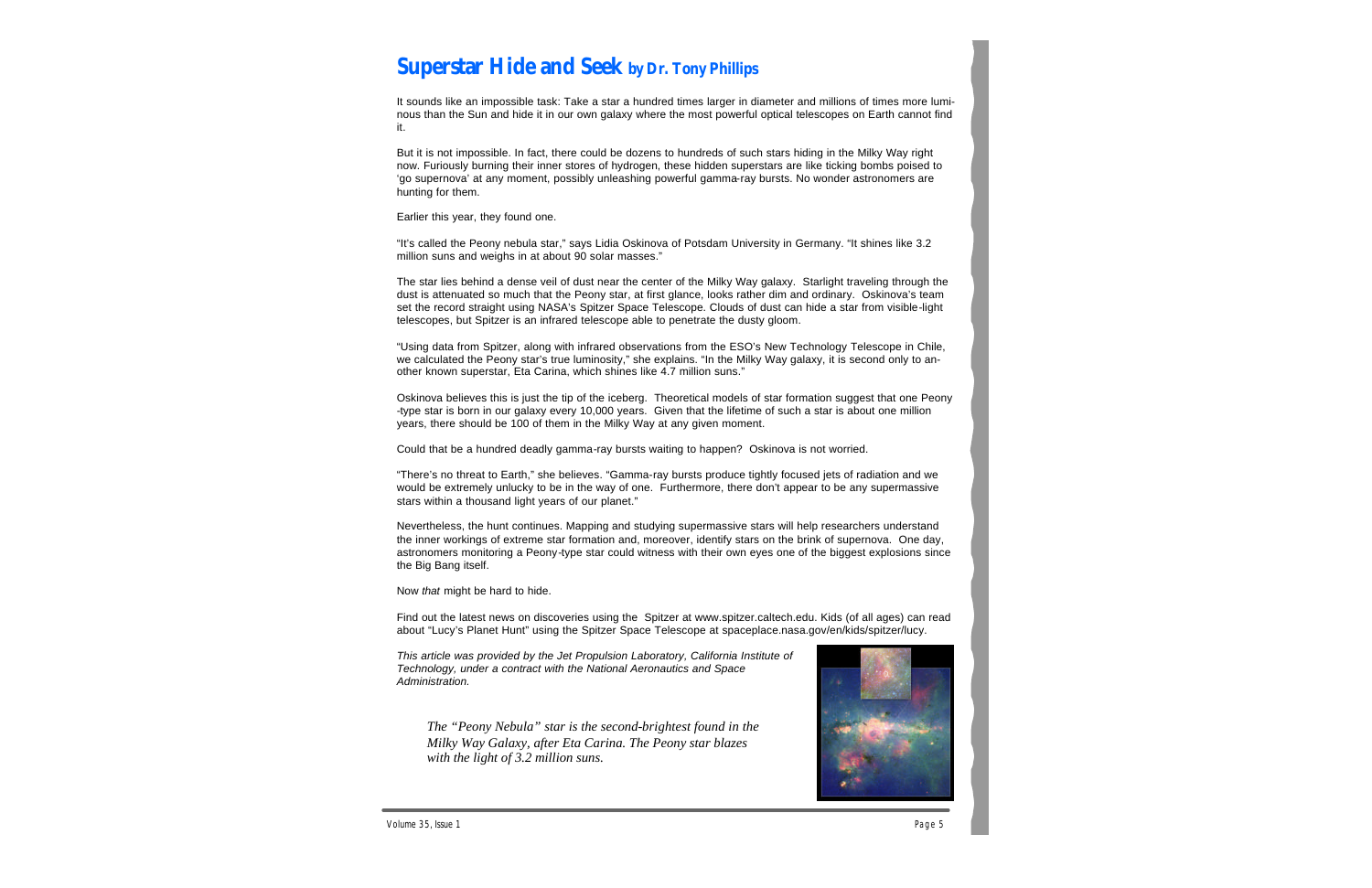# Superstar Hide and Seek by Dr. Tony Phillips

It sounds like an impossible task: Take a star a hundred times larger in diameter and millions of times more luminous than the Sun and hide it in our own galaxy where the most powerful optical telescopes on Earth cannot find it.

But it is not impossible. In fact, there could be dozens to hundreds of such stars hiding in the Milky Way right now. Furiously burning their inner stores of hydrogen, these hidden superstars are like ticking bombs poised to 'go supernova' at any moment, possibly unleashing powerful gamma-ray bursts. No wonder astronomers are hunting for them.

Earlier this year, they found one.

"It's called the Peony nebula star," says Lidia Oskinova of Potsdam University in Germany. "It shines like 3.2 million suns and weighs in at about 90 solar masses."

The star lies behind a dense veil of dust near the center of the Milky Way galaxy. Starlight traveling through the dust is attenuated so much that the Peony star, at first glance, looks rather dim and ordinary. Oskinova's team set the record straight using NASA's Spitzer Space Telescope. Clouds of dust can hide a star from visible-light telescopes, but Spitzer is an infrared telescope able to penetrate the dusty gloom.

"Using data from Spitzer, along with infrared observations from the ESO's New Technology Telescope in Chile, we calculated the Peony star's true luminosity," she explains. "In the Milky Way galaxy, it is second only to another known superstar, Eta Carina, which shines like 4.7 million suns."

Oskinova believes this is just the tip of the iceberg. Theoretical models of star formation suggest that one Peony-type star is born in our galaxy every 10,000 years. Given that the lifetime of such a star is about one million years, there should be 100 of them in the Milky Way at any given moment.

Could that be a hundred deadly gamma-ray bursts waiting to happen? Oskinova is not worried.

"There's no threat to Earth," she believes. "Gamma-ray bursts produce tightly focused jets of radiation and we would be extremely unlucky to be in the way of one. Furthermore, there don't appear to be any supermassive stars within a thousand light years of our planet."

Nevertheless, the hunt continues. Mapping and studying supermassive stars will help researchers understand the inner workings of extreme star formation and, moreover, identify stars on the brink of supernova. One day, astronomers monitoring a Peony-type star could witness with their own eyes one of the biggest explosions since the Big Bang itself.

Now *that* might be hard to hide.

Find out the latest news on discoveries using the Spitzer at www.spitzer.caltech.edu. Kids (of all ages) can read about "Lucy's Planet Hunt" using the Spitzer Space Telescope at spaceplace.nasa.gov/en/kids/spitzer/lucy.

*This article was provided by the Jet Propulsion Laboratory, California Institute of Technology, under a contract with the National Aeronautics and Space Administration.*

*The "Peony Nebula" star is the second-brightest found in the Milky Way Galaxy, after Eta Carina. The Peony star blazes with the light of 3.2 million suns.*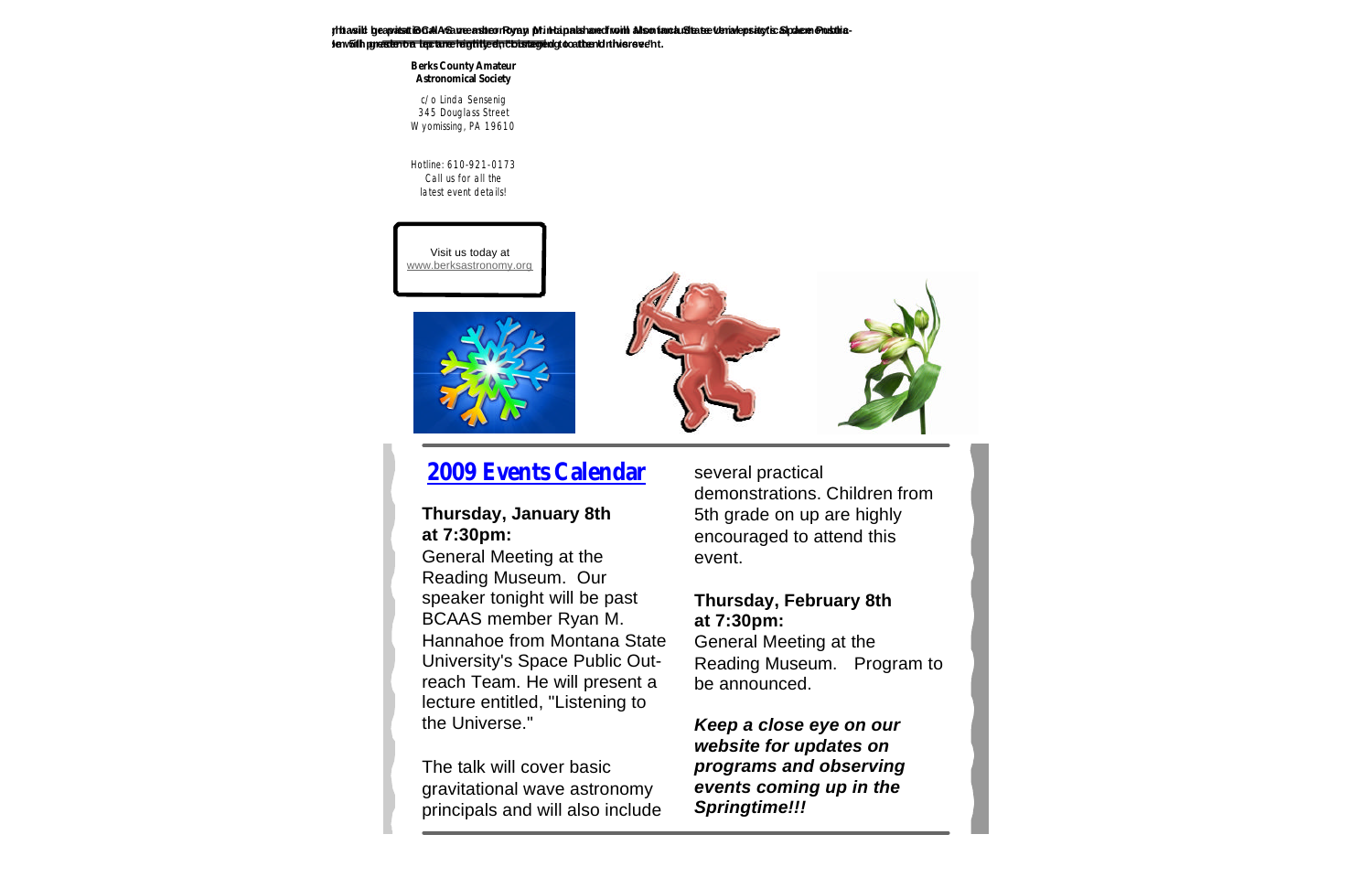**Berks County Amateur Astronomical Society**

c/o Linda Sensenig
345 Douglass Street
Wyomissing, PA 19610

Hotline: 610-921-0173
Call us for all the latest event details!

Visit us today at
www.berksastronomy.org

## 2009 Events Calendar

**Thursday, January 8th at 7:30pm:**
General Meeting at the Reading Museum. Our speaker tonight will be past BCAAS member Ryan M. Hannahoe from Montana State University's Space Public Outreach Team. He will present a lecture entitled, "Listening to the Universe."

The talk will cover basic gravitational wave astronomy principals and will also include several practical demonstrations. Children from 5th grade on up are highly encouraged to attend this event.

**Thursday, February 8th at 7:30pm:**
General Meeting at the Reading Museum. Program to be announced.

***Keep a close eye on our website for updates on programs and observing events coming up in the Springtime!!!***